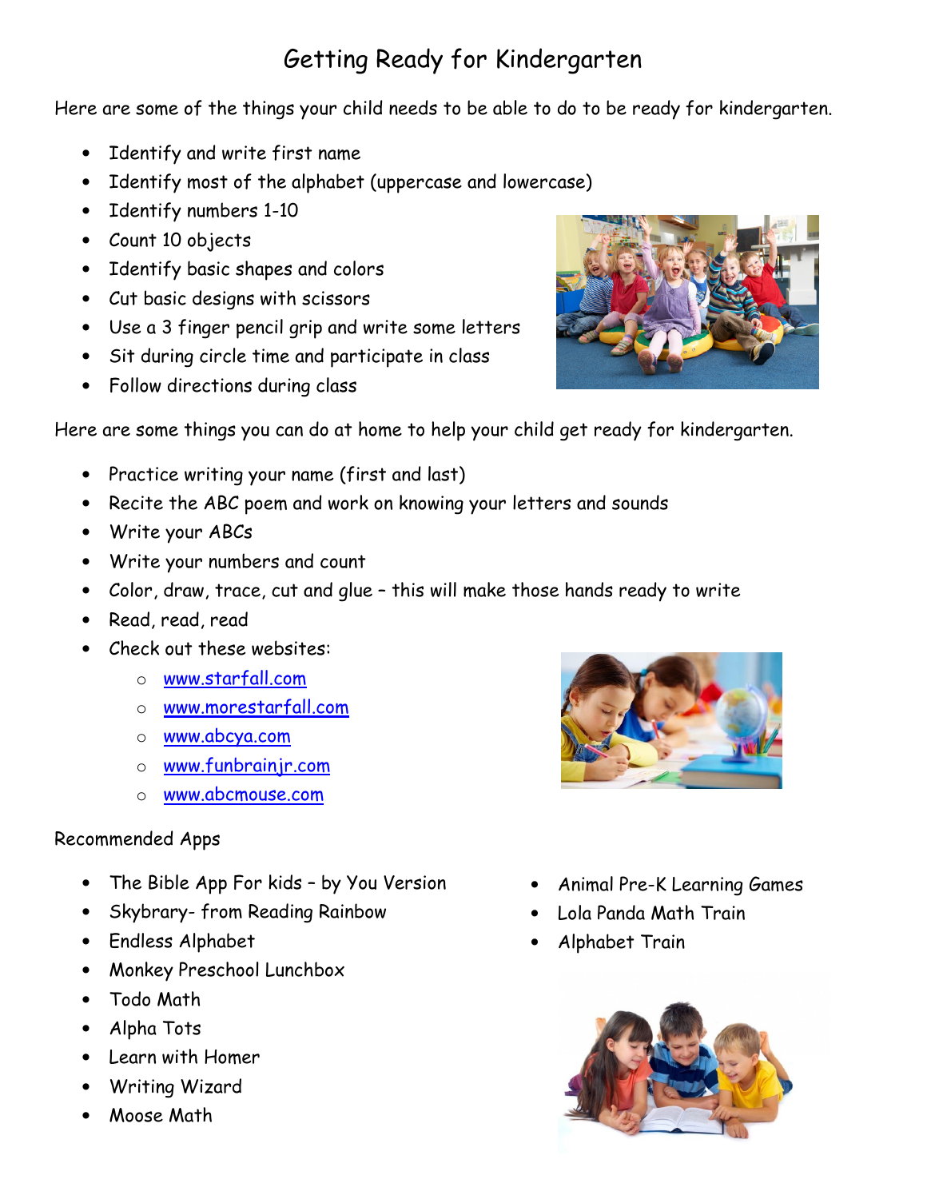# Getting Ready for Kindergarten

Here are some of the things your child needs to be able to do to be ready for kindergarten.

- Identify and write first name
- Identify most of the alphabet (uppercase and lowercase)
- Identify numbers 1-10
- Count 10 objects
- Identify basic shapes and colors
- Cut basic designs with scissors
- Use a 3 finger pencil grip and write some letters
- Sit during circle time and participate in class
- Follow directions during class

Here are some things you can do at home to help your child get ready for kindergarten.

- Practice writing your name (first and last)
- Recite the ABC poem and work on knowing your letters and sounds
- Write your ABCs
- Write your numbers and count
- Color, draw, trace, cut and glue – this will make those hands ready to write
- Read, read, read
- Check out these websites:
  - www.starfall.com
  - www.morestarfall.com
  - www.abcya.com
  - www.funbrainjr.com
  - www.abcmouse.com

Recommended Apps

- The Bible App For kids – by You Version
- Skybrary- from Reading Rainbow
- Endless Alphabet
- Monkey Preschool Lunchbox
- Todo Math
- Alpha Tots
- Learn with Homer
- Writing Wizard
- Moose Math
- Animal Pre-K Learning Games
- Lola Panda Math Train
- Alphabet Train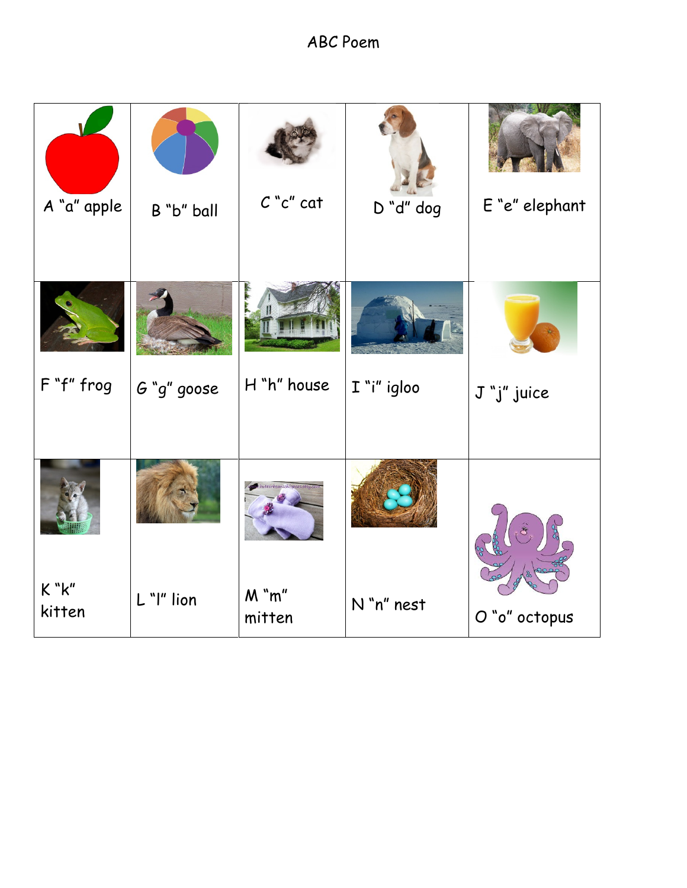# ABC Poem

| | | | | |
|---|---|---|---|---|
| A "a" apple | B "b" ball | C "c" cat | D "d" dog | E "e" elephant |
| F "f" frog | G "g" goose | H "h" house | I "i" igloo | J "j" juice |
| K "k" kitten | L "l" lion | M "m" mitten | N "n" nest | O "o" octopus |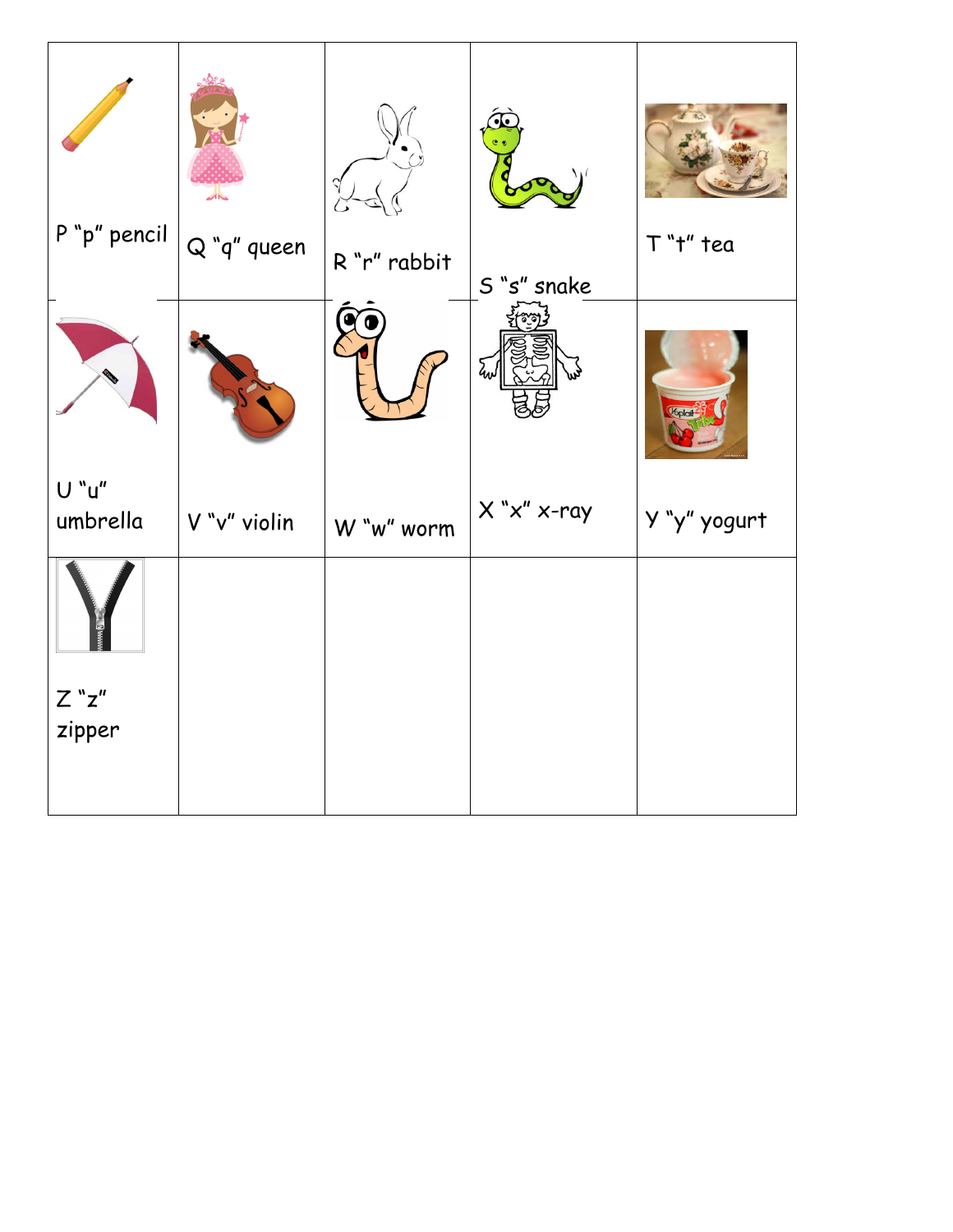| | | | | |
|---|---|---|---|---|
| P “p” pencil | Q “q” queen | R “r” rabbit | S “s” snake | T “t” tea |
| U “u” umbrella | V “v” violin | W “w” worm | X “x” x-ray | Y “y” yogurt |
| Z “z” zipper | | | | |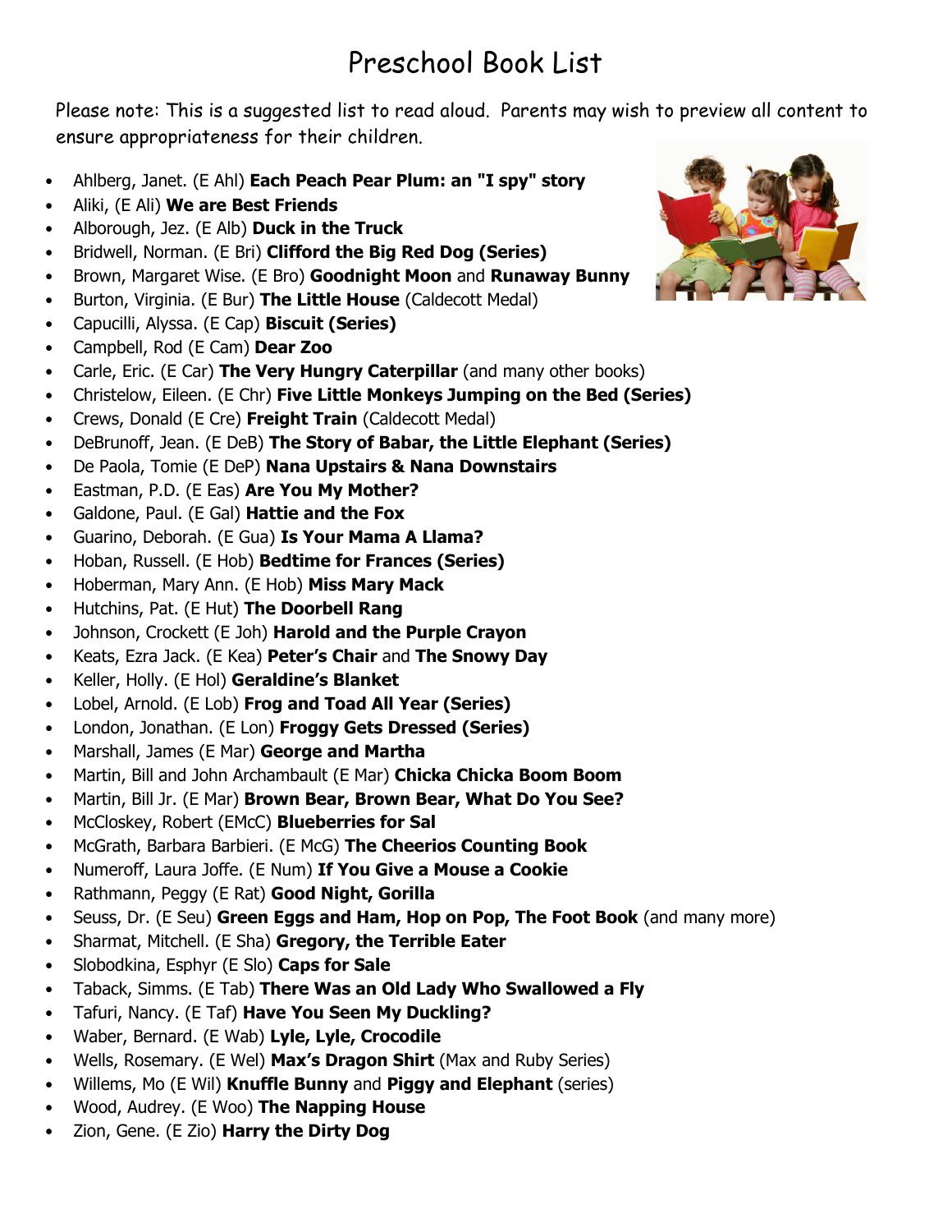# Preschool Book List

Please note: This is a suggested list to read aloud. Parents may wish to preview all content to ensure appropriateness for their children.

- Ahlberg, Janet. (E Ahl) **Each Peach Pear Plum: an "I spy" story**
- Aliki, (E Ali) **We are Best Friends**
- Alborough, Jez. (E Alb) **Duck in the Truck**
- Bridwell, Norman. (E Bri) **Clifford the Big Red Dog (Series)**
- Brown, Margaret Wise. (E Bro) **Goodnight Moon** and **Runaway Bunny**
- Burton, Virginia. (E Bur) **The Little House** (Caldecott Medal)
- Capucilli, Alyssa. (E Cap) **Biscuit (Series)**
- Campbell, Rod (E Cam) **Dear Zoo**
- Carle, Eric. (E Car) **The Very Hungry Caterpillar** (and many other books)
- Christelow, Eileen. (E Chr) **Five Little Monkeys Jumping on the Bed (Series)**
- Crews, Donald (E Cre) **Freight Train** (Caldecott Medal)
- DeBrunoff, Jean. (E DeB) **The Story of Babar, the Little Elephant (Series)**
- De Paola, Tomie (E DeP) **Nana Upstairs & Nana Downstairs**
- Eastman, P.D. (E Eas) **Are You My Mother?**
- Galdone, Paul. (E Gal) **Hattie and the Fox**
- Guarino, Deborah. (E Gua) **Is Your Mama A Llama?**
- Hoban, Russell. (E Hob) **Bedtime for Frances (Series)**
- Hoberman, Mary Ann. (E Hob) **Miss Mary Mack**
- Hutchins, Pat. (E Hut) **The Doorbell Rang**
- Johnson, Crockett (E Joh) **Harold and the Purple Crayon**
- Keats, Ezra Jack. (E Kea) **Peter's Chair** and **The Snowy Day**
- Keller, Holly. (E Hol) **Geraldine's Blanket**
- Lobel, Arnold. (E Lob) **Frog and Toad All Year (Series)**
- London, Jonathan. (E Lon) **Froggy Gets Dressed (Series)**
- Marshall, James (E Mar) **George and Martha**
- Martin, Bill and John Archambault (E Mar) **Chicka Chicka Boom Boom**
- Martin, Bill Jr. (E Mar) **Brown Bear, Brown Bear, What Do You See?**
- McCloskey, Robert (EMcC) **Blueberries for Sal**
- McGrath, Barbara Barbieri. (E McG) **The Cheerios Counting Book**
- Numeroff, Laura Joffe. (E Num) **If You Give a Mouse a Cookie**
- Rathmann, Peggy (E Rat) **Good Night, Gorilla**
- Seuss, Dr. (E Seu) **Green Eggs and Ham, Hop on Pop, The Foot Book** (and many more)
- Sharmat, Mitchell. (E Sha) **Gregory, the Terrible Eater**
- Slobodkina, Esphyr (E Slo) **Caps for Sale**
- Taback, Simms. (E Tab) **There Was an Old Lady Who Swallowed a Fly**
- Tafuri, Nancy. (E Taf) **Have You Seen My Duckling?**
- Waber, Bernard. (E Wab) **Lyle, Lyle, Crocodile**
- Wells, Rosemary. (E Wel) **Max's Dragon Shirt** (Max and Ruby Series)
- Willems, Mo (E Wil) **Knuffle Bunny** and **Piggy and Elephant** (series)
- Wood, Audrey. (E Woo) **The Napping House**
- Zion, Gene. (E Zio) **Harry the Dirty Dog**